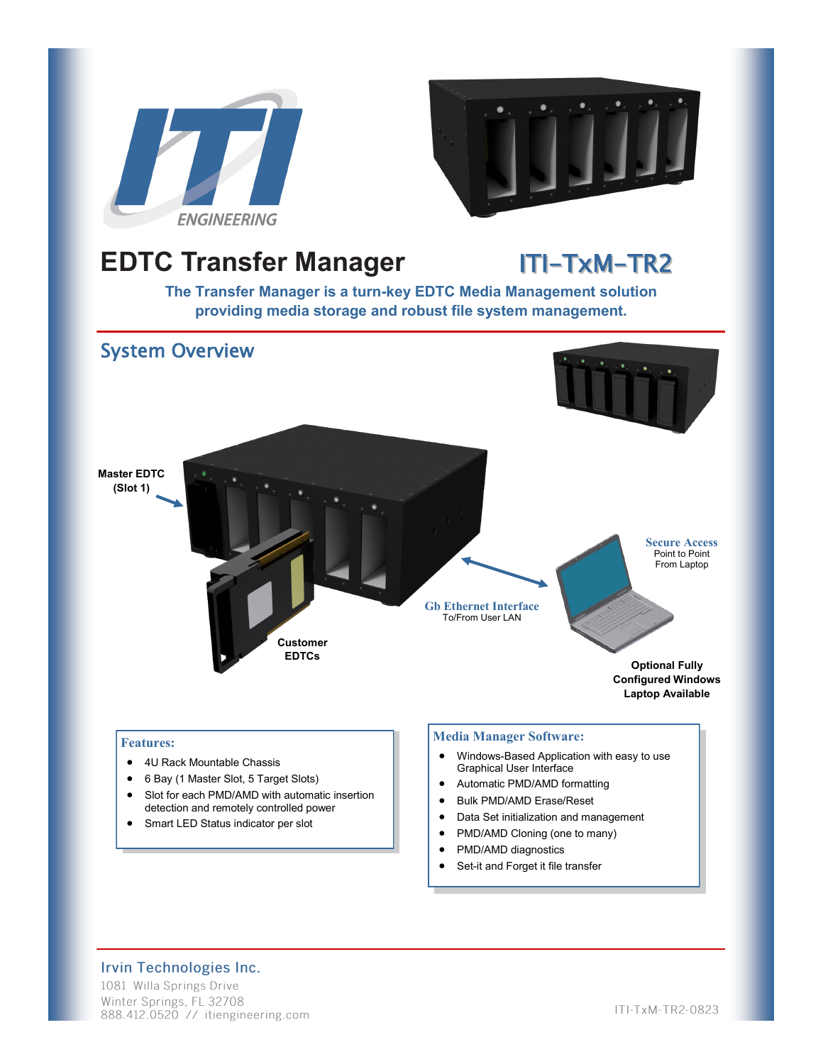# EDTC Transfer Manager

## ITI-TxM-TR2

**The Transfer Manager is a turn-key EDTC Media Management solution providing media storage and robust file system management.**

## System Overview

**Master EDTC (Slot 1)**

**Customer EDTCs**

**Gb Ethernet Interface**
To/From User LAN

**Secure Access**
Point to Point From Laptop

**Optional Fully Configured Windows Laptop Available**

### Features:

- 4U Rack Mountable Chassis
- 6 Bay (1 Master Slot, 5 Target Slots)
- Slot for each PMD/AMD with automatic insertion detection and remotely controlled power
- Smart LED Status indicator per slot

### Media Manager Software:

- Windows-Based Application with easy to use Graphical User Interface
- Automatic PMD/AMD formatting
- Bulk PMD/AMD Erase/Reset
- Data Set initialization and management
- PMD/AMD Cloning (one to many)
- PMD/AMD diagnostics
- Set-it and Forget it file transfer

Irvin Technologies Inc.
1081 Willa Springs Drive
Winter Springs, FL 32708
888.412.0520 // itiengineering.com

ITI-TxM-TR2-0823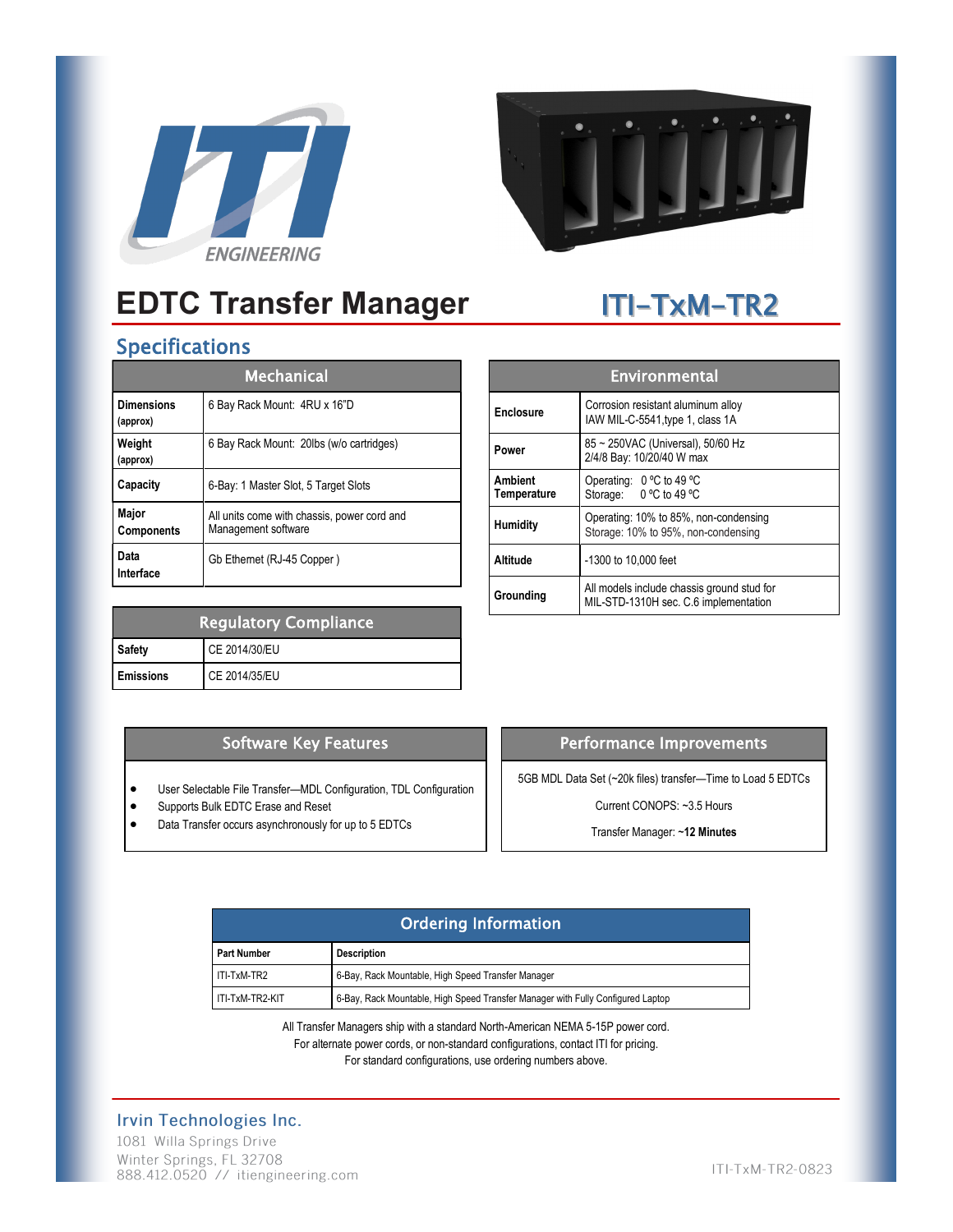ITI ENGINEERING

# EDTC Transfer Manager

# ITI-TxM-TR2

## Specifications

| Mechanical | |
|---|---|
| **Dimensions** (approx) | 6 Bay Rack Mount: 4RU x 16"D |
| **Weight** (approx) | 6 Bay Rack Mount: 20lbs (w/o cartridges) |
| **Capacity** | 6-Bay: 1 Master Slot, 5 Target Slots |
| **Major Components** | All units come with chassis, power cord and Management software |
| **Data Interface** | Gb Ethernet (RJ-45 Copper ) |

| Regulatory Compliance | |
|---|---|
| **Safety** | CE 2014/30/EU |
| **Emissions** | CE 2014/35/EU |

| Environmental | |
|---|---|
| **Enclosure** | Corrosion resistant aluminum alloy IAW MIL-C-5541,type 1, class 1A |
| **Power** | 85 ~ 250VAC (Universal), 50/60 Hz<br>2/4/8 Bay: 10/20/40 W max |
| **Ambient Temperature** | Operating: 0 °C to 49 °C<br>Storage: 0 °C to 49 °C |
| **Humidity** | Operating: 10% to 85%, non-condensing<br>Storage: 10% to 95%, non-condensing |
| **Altitude** | -1300 to 10,000 feet |
| **Grounding** | All models include chassis ground stud for MIL-STD-1310H sec. C.6 implementation |

### Software Key Features

- User Selectable File Transfer—MDL Configuration, TDL Configuration
- Supports Bulk EDTC Erase and Reset
- Data Transfer occurs asynchronously for up to 5 EDTCs

### Performance Improvements

5GB MDL Data Set (~20k files) transfer—Time to Load 5 EDTCs

Current CONOPS: ~3.5 Hours

Transfer Manager: **~12 Minutes**

### Ordering Information

| Part Number | Description |
|---|---|
| ITI-TxM-TR2 | 6-Bay, Rack Mountable, High Speed Transfer Manager |
| ITI-TxM-TR2-KIT | 6-Bay, Rack Mountable, High Speed Transfer Manager with Fully Configured Laptop |

All Transfer Managers ship with a standard North-American NEMA 5-15P power cord.
For alternate power cords, or non-standard configurations, contact ITI for pricing.
For standard configurations, use ordering numbers above.

**Irvin Technologies Inc.**
1081 Willa Springs Drive
Winter Springs, FL 32708
888.412.0520 // itiengineering.com

ITI-TxM-TR2-0823